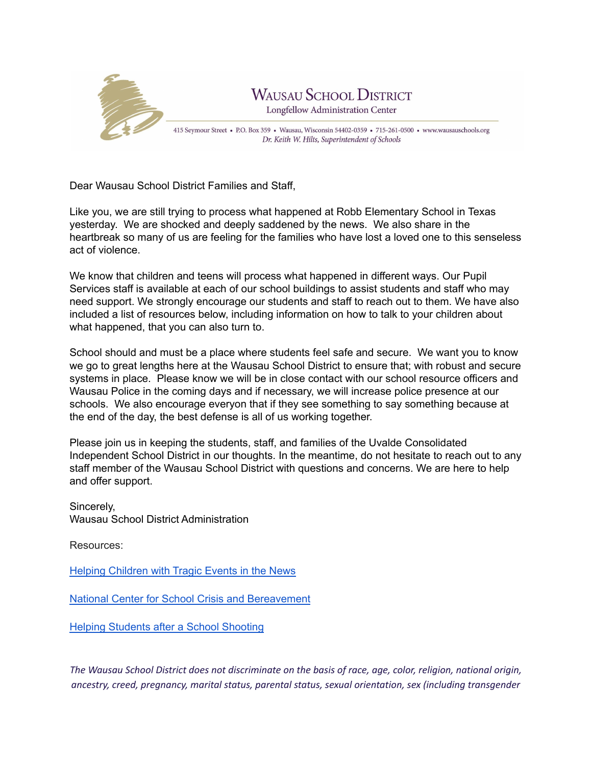# Wausau School District

Longfellow Administration Center

415 Seymour Street • P.O. Box 359 • Wausau, Wisconsin 54402-0359 • 715-261-0500 • www.wausauschools.org

*Dr. Keith W. Hilts, Superintendent of Schools*

Dear Wausau School District Families and Staff,

Like you, we are still trying to process what happened at Robb Elementary School in Texas yesterday. We are shocked and deeply saddened by the news. We also share in the heartbreak so many of us are feeling for the families who have lost a loved one to this senseless act of violence.

We know that children and teens will process what happened in different ways. Our Pupil Services staff is available at each of our school buildings to assist students and staff who may need support. We strongly encourage our students and staff to reach out to them. We have also included a list of resources below, including information on how to talk to your children about what happened, that you can also turn to.

School should and must be a place where students feel safe and secure. We want you to know we go to great lengths here at the Wausau School District to ensure that; with robust and secure systems in place. Please know we will be in close contact with our school resource officers and Wausau Police in the coming days and if necessary, we will increase police presence at our schools. We also encourage everyon that if they see something to say something because at the end of the day, the best defense is all of us working together.

Please join us in keeping the students, staff, and families of the Uvalde Consolidated Independent School District in our thoughts. In the meantime, do not hesitate to reach out to any staff member of the Wausau School District with questions and concerns. We are here to help and offer support.

Sincerely,
Wausau School District Administration

Resources:

Helping Children with Tragic Events in the News

National Center for School Crisis and Bereavement

Helping Students after a School Shooting

*The Wausau School District does not discriminate on the basis of race, age, color, religion, national origin, ancestry, creed, pregnancy, marital status, parental status, sexual orientation, sex (including transgender*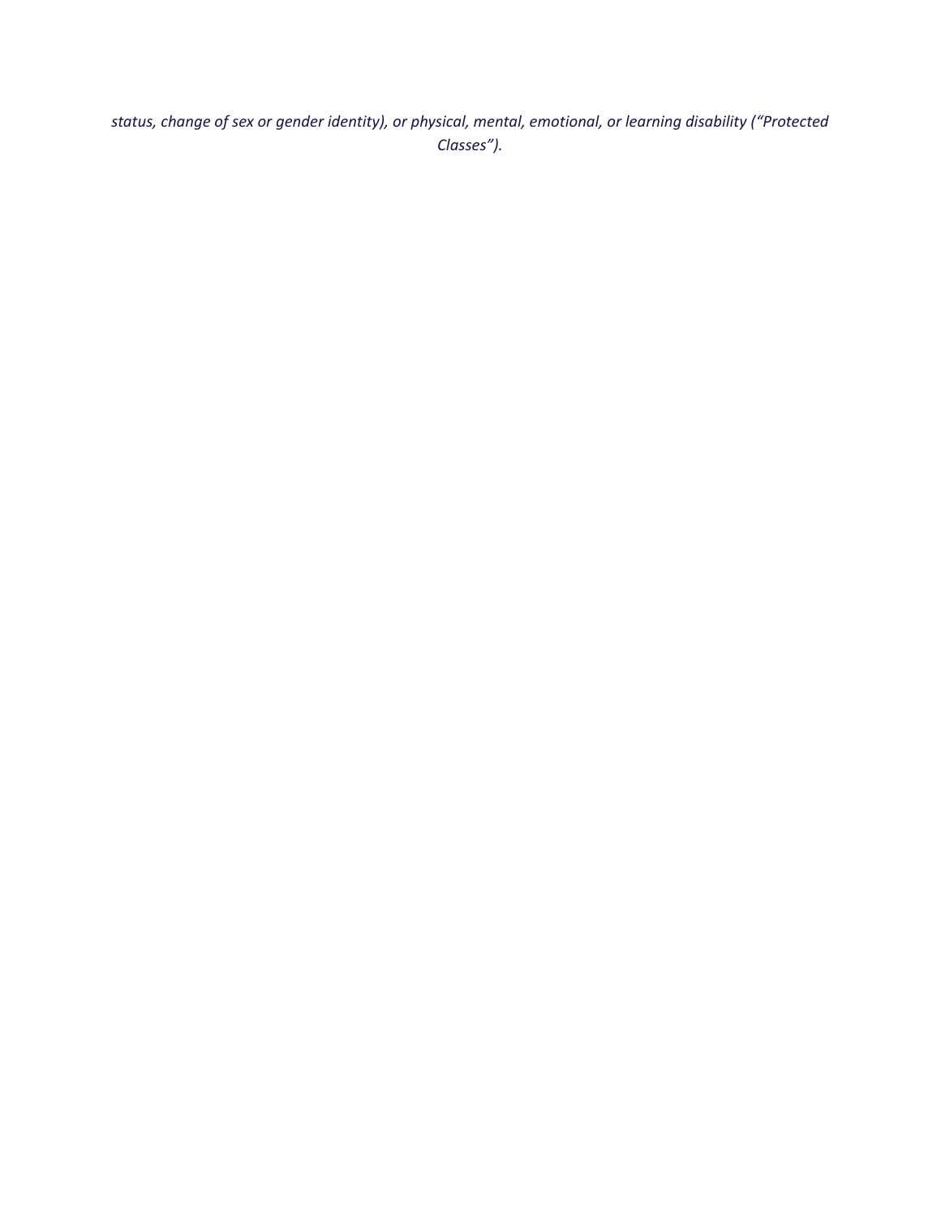*status, change of sex or gender identity), or physical, mental, emotional, or learning disability ("Protected Classes").*